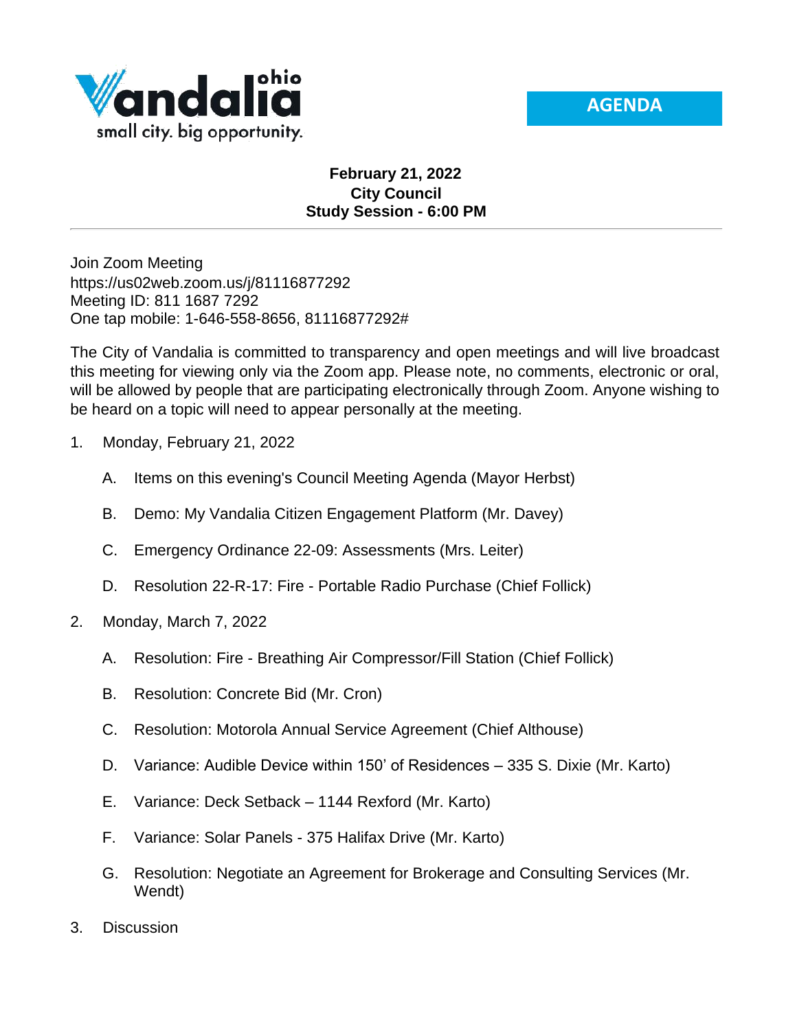Vandalia ohio

small city. big opportunity.

**AGENDA**

**February 21, 2022**
**City Council**
**Study Session - 6:00 PM**

---

Join Zoom Meeting
https://us02web.zoom.us/j/81116877292
Meeting ID: 811 1687 7292
One tap mobile: 1-646-558-8656, 81116877292#

The City of Vandalia is committed to transparency and open meetings and will live broadcast this meeting for viewing only via the Zoom app. Please note, no comments, electronic or oral, will be allowed by people that are participating electronically through Zoom. Anyone wishing to be heard on a topic will need to appear personally at the meeting.

1. Monday, February 21, 2022

   A. Items on this evening's Council Meeting Agenda (Mayor Herbst)

   B. Demo: My Vandalia Citizen Engagement Platform (Mr. Davey)

   C. Emergency Ordinance 22-09: Assessments (Mrs. Leiter)

   D. Resolution 22-R-17: Fire - Portable Radio Purchase (Chief Follick)

2. Monday, March 7, 2022

   A. Resolution: Fire - Breathing Air Compressor/Fill Station (Chief Follick)

   B. Resolution: Concrete Bid (Mr. Cron)

   C. Resolution: Motorola Annual Service Agreement (Chief Althouse)

   D. Variance: Audible Device within 150' of Residences – 335 S. Dixie (Mr. Karto)

   E. Variance: Deck Setback – 1144 Rexford (Mr. Karto)

   F. Variance: Solar Panels - 375 Halifax Drive (Mr. Karto)

   G. Resolution: Negotiate an Agreement for Brokerage and Consulting Services (Mr. Wendt)

3. Discussion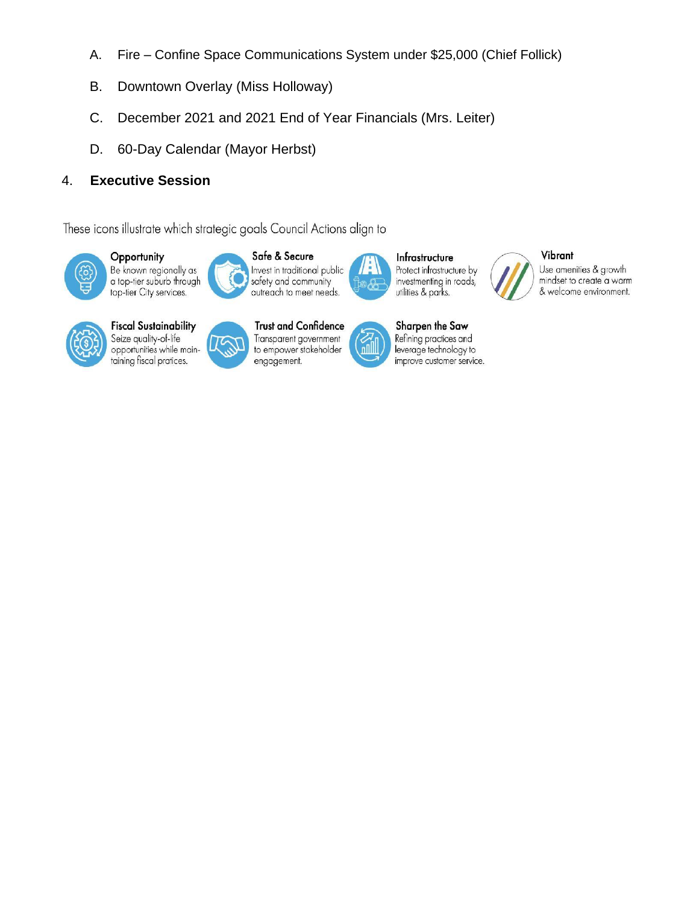A. Fire – Confine Space Communications System under $25,000 (Chief Follick)

B. Downtown Overlay (Miss Holloway)

C. December 2021 and 2021 End of Year Financials (Mrs. Leiter)

D. 60-Day Calendar (Mayor Herbst)

4. **Executive Session**

These icons illustrate which strategic goals Council Actions align to

**Opportunity**
Be known regionally as a top-tier suburb through top-tier City services.

**Safe & Secure**
Invest in traditional public safety and community outreach to meet needs.

**Infrastructure**
Protect infrastructure by investmenting in roads, utilities & parks.

**Vibrant**
Use amenities & growth mindset to create a warm & welcome environment.

**Fiscal Sustainability**
Seize quality-of-life opportunities while maintaining fiscal pratices.

**Trust and Confidence**
Transparent government to empower stakeholder engagement.

**Sharpen the Saw**
Refining practices and leverage technology to improve customer service.